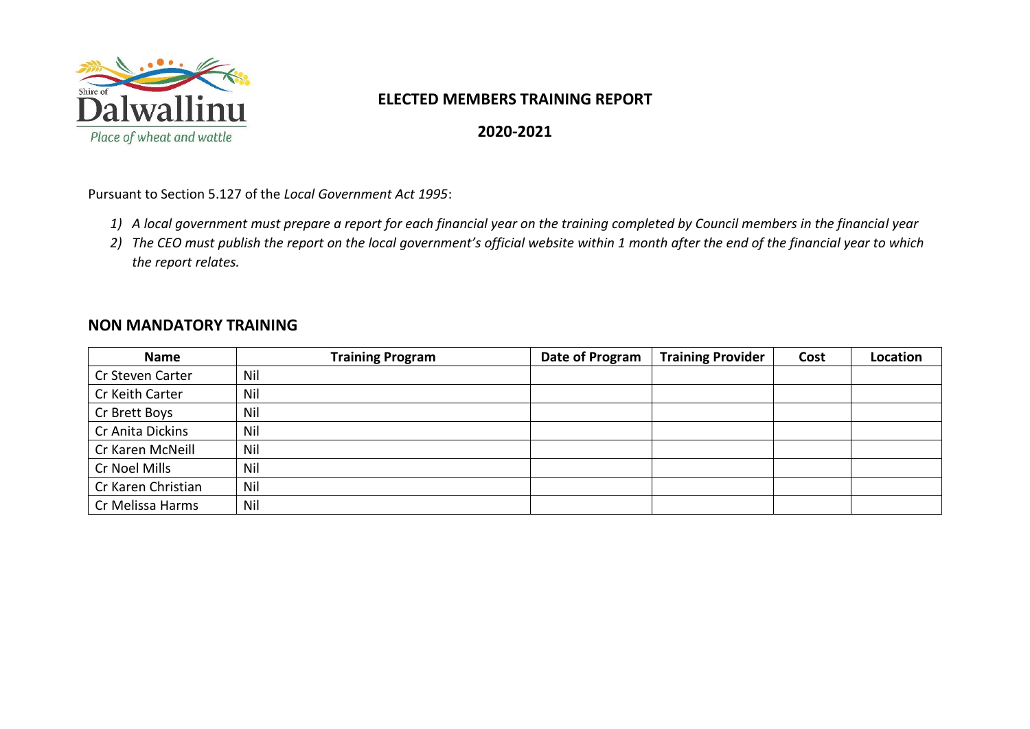# ELECTED MEMBERS TRAINING REPORT

**2020-2021**

Pursuant to Section 5.127 of the *Local Government Act 1995*:

1) *A local government must prepare a report for each financial year on the training completed by Council members in the financial year*
2) *The CEO must publish the report on the local government's official website within 1 month after the end of the financial year to which the report relates.*

## NON MANDATORY TRAINING

| Name | Training Program | Date of Program | Training Provider | Cost | Location |
|---|---|---|---|---|---|
| Cr Steven Carter | Nil | | | | |
| Cr Keith Carter | Nil | | | | |
| Cr Brett Boys | Nil | | | | |
| Cr Anita Dickins | Nil | | | | |
| Cr Karen McNeill | Nil | | | | |
| Cr Noel Mills | Nil | | | | |
| Cr Karen Christian | Nil | | | | |
| Cr Melissa Harms | Nil | | | | |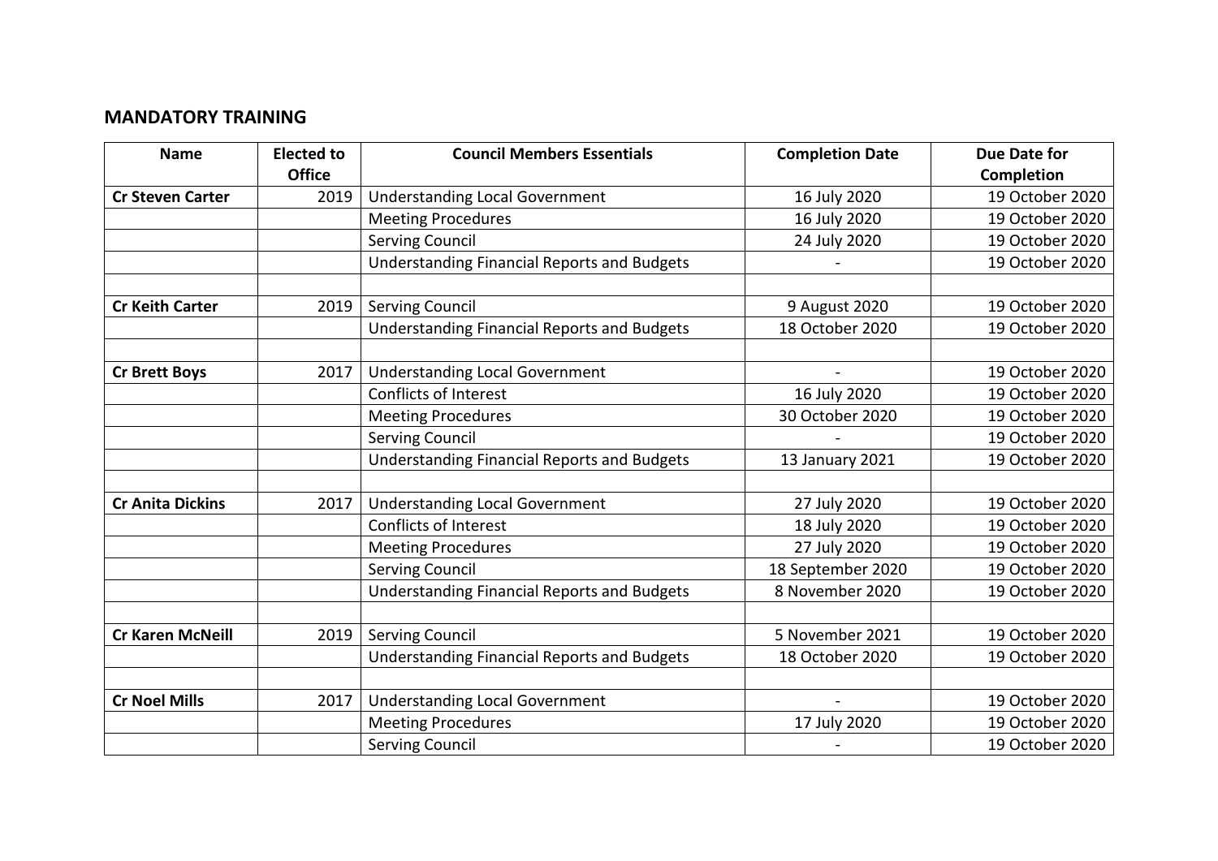## MANDATORY TRAINING

| Name | Elected to Office | Council Members Essentials | Completion Date | Due Date for Completion |
|---|---|---|---|---|
| **Cr Steven Carter** | 2019 | Understanding Local Government | 16 July 2020 | 19 October 2020 |
| | | Meeting Procedures | 16 July 2020 | 19 October 2020 |
| | | Serving Council | 24 July 2020 | 19 October 2020 |
| | | Understanding Financial Reports and Budgets | - | 19 October 2020 |
| | | | | |
| **Cr Keith Carter** | 2019 | Serving Council | 9 August 2020 | 19 October 2020 |
| | | Understanding Financial Reports and Budgets | 18 October 2020 | 19 October 2020 |
| | | | | |
| **Cr Brett Boys** | 2017 | Understanding Local Government | - | 19 October 2020 |
| | | Conflicts of Interest | 16 July 2020 | 19 October 2020 |
| | | Meeting Procedures | 30 October 2020 | 19 October 2020 |
| | | Serving Council | - | 19 October 2020 |
| | | Understanding Financial Reports and Budgets | 13 January 2021 | 19 October 2020 |
| | | | | |
| **Cr Anita Dickins** | 2017 | Understanding Local Government | 27 July 2020 | 19 October 2020 |
| | | Conflicts of Interest | 18 July 2020 | 19 October 2020 |
| | | Meeting Procedures | 27 July 2020 | 19 October 2020 |
| | | Serving Council | 18 September 2020 | 19 October 2020 |
| | | Understanding Financial Reports and Budgets | 8 November 2020 | 19 October 2020 |
| | | | | |
| **Cr Karen McNeill** | 2019 | Serving Council | 5 November 2021 | 19 October 2020 |
| | | Understanding Financial Reports and Budgets | 18 October 2020 | 19 October 2020 |
| | | | | |
| **Cr Noel Mills** | 2017 | Understanding Local Government | - | 19 October 2020 |
| | | Meeting Procedures | 17 July 2020 | 19 October 2020 |
| | | Serving Council | - | 19 October 2020 |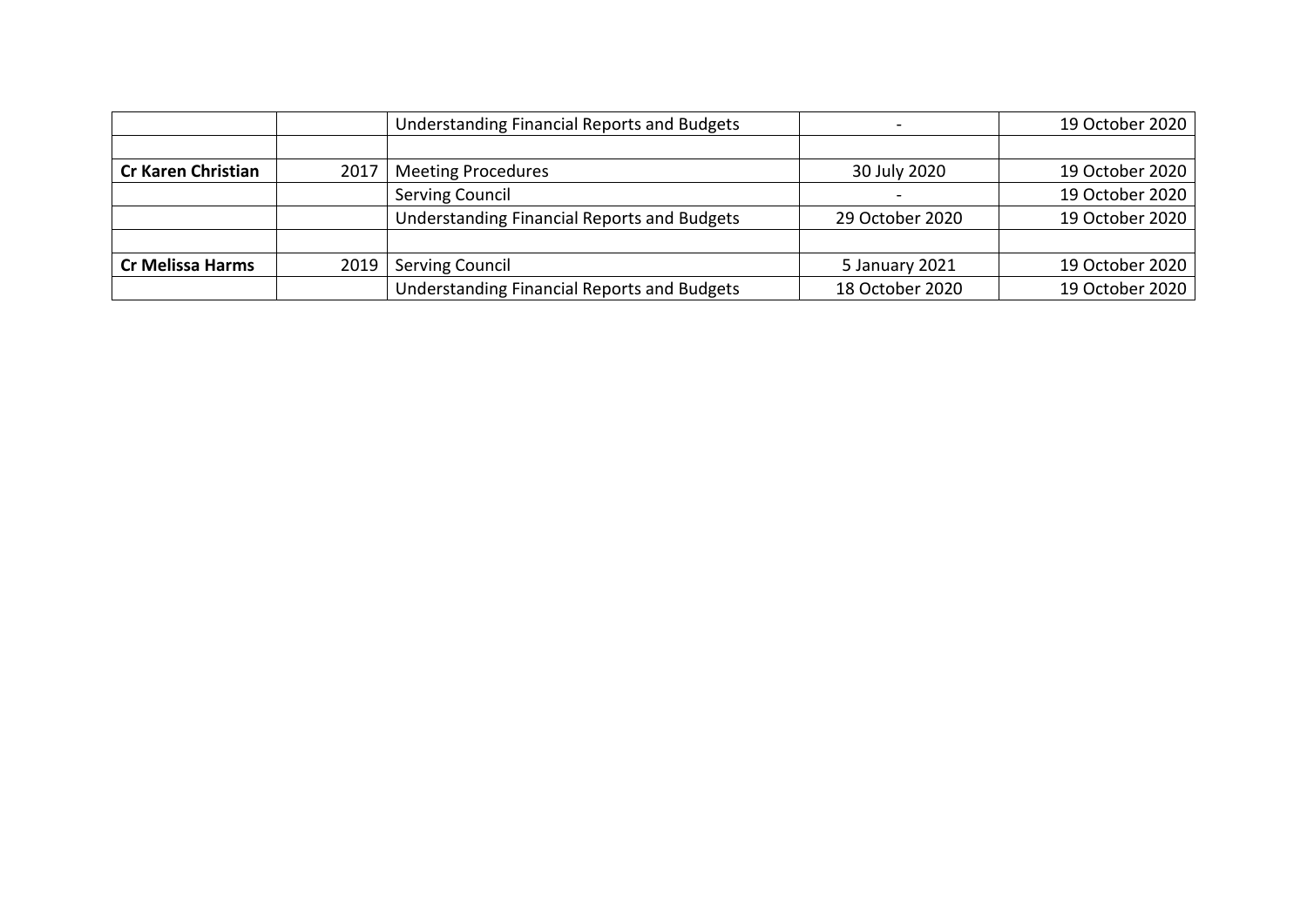| | | | | |
|---|---|---|---|---|
| | | Understanding Financial Reports and Budgets | - | 19 October 2020 |
| | | | | |
| **Cr Karen Christian** | 2017 | Meeting Procedures | 30 July 2020 | 19 October 2020 |
| | | Serving Council | - | 19 October 2020 |
| | | Understanding Financial Reports and Budgets | 29 October 2020 | 19 October 2020 |
| | | | | |
| **Cr Melissa Harms** | 2019 | Serving Council | 5 January 2021 | 19 October 2020 |
| | | Understanding Financial Reports and Budgets | 18 October 2020 | 19 October 2020 |